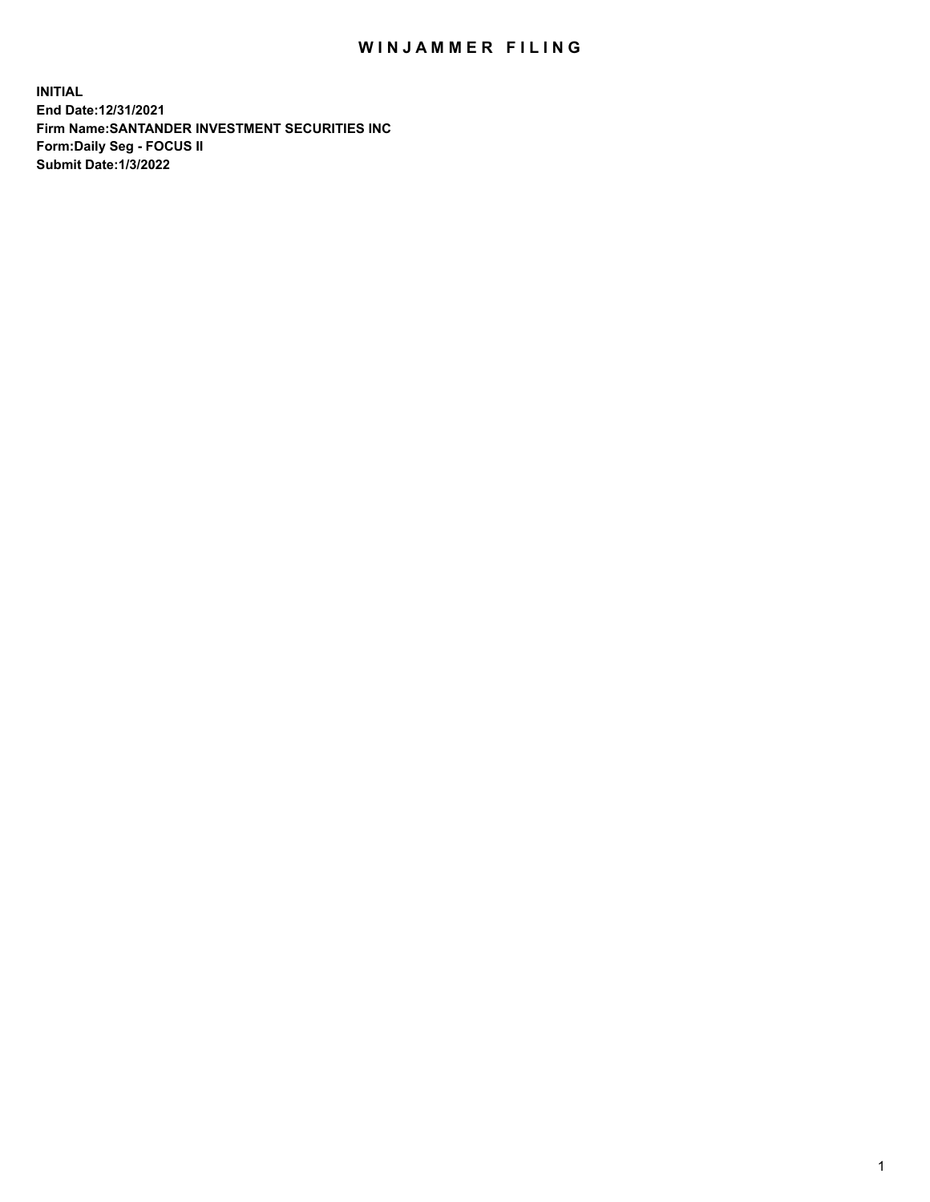# WINJAMMER FILING

**INITIAL**
**End Date:12/31/2021**
**Firm Name:SANTANDER INVESTMENT SECURITIES INC**
**Form:Daily Seg - FOCUS II**
**Submit Date:1/3/2022**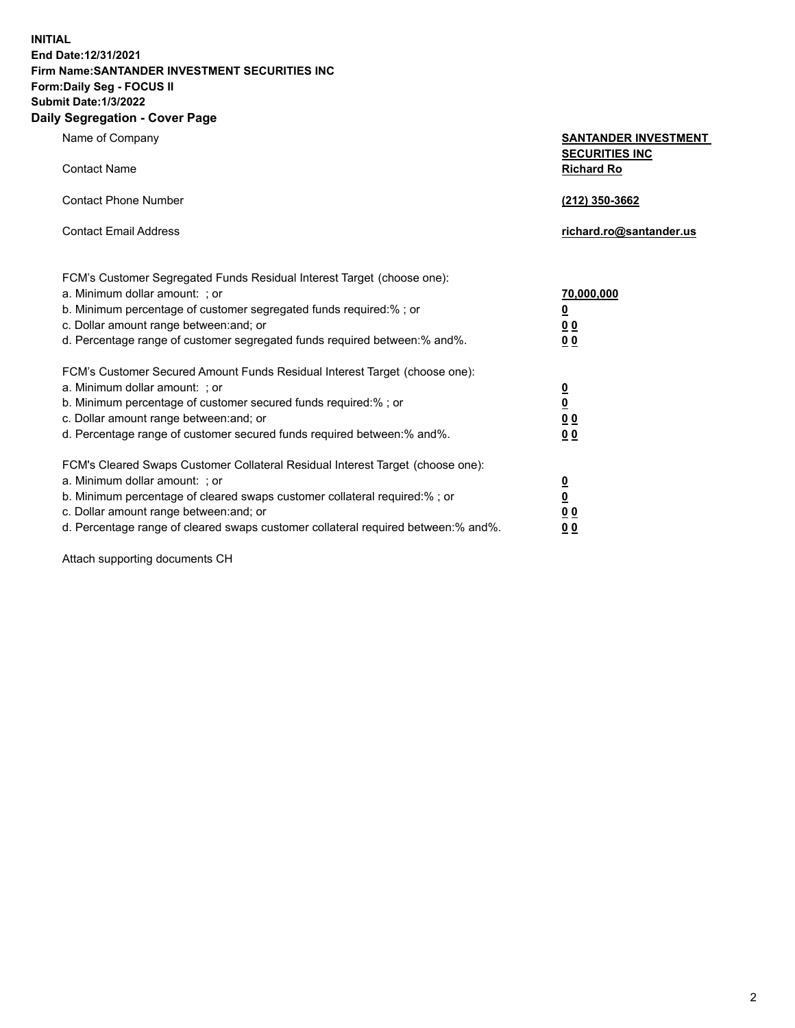**INITIAL**
**End Date:12/31/2021**
**Firm Name:SANTANDER INVESTMENT SECURITIES INC**
**Form:Daily Seg - FOCUS II**
**Submit Date:1/3/2022**

## Daily Segregation - Cover Page

| | |
|---|---|
| Name of Company | **SANTANDER INVESTMENT SECURITIES INC** |
| Contact Name | **Richard Ro** |
| Contact Phone Number | **(212) 350-3662** |
| Contact Email Address | **richard.ro@santander.us** |

| | |
|---|---|
| FCM's Customer Segregated Funds Residual Interest Target (choose one): | |
| a. Minimum dollar amount: ; or | **70,000,000** |
| b. Minimum percentage of customer segregated funds required:% ; or | **0** |
| c. Dollar amount range between:and; or | **0 0** |
| d. Percentage range of customer segregated funds required between:% and%. | **0 0** |
| FCM's Customer Secured Amount Funds Residual Interest Target (choose one): | |
| a. Minimum dollar amount: ; or | **0** |
| b. Minimum percentage of customer secured funds required:% ; or | **0** |
| c. Dollar amount range between:and; or | **0 0** |
| d. Percentage range of customer secured funds required between:% and%. | **0 0** |
| FCM's Cleared Swaps Customer Collateral Residual Interest Target (choose one): | |
| a. Minimum dollar amount: ; or | **0** |
| b. Minimum percentage of cleared swaps customer collateral required:% ; or | **0** |
| c. Dollar amount range between:and; or | **0 0** |
| d. Percentage range of cleared swaps customer collateral required between:% and%. | **0 0** |

Attach supporting documents CH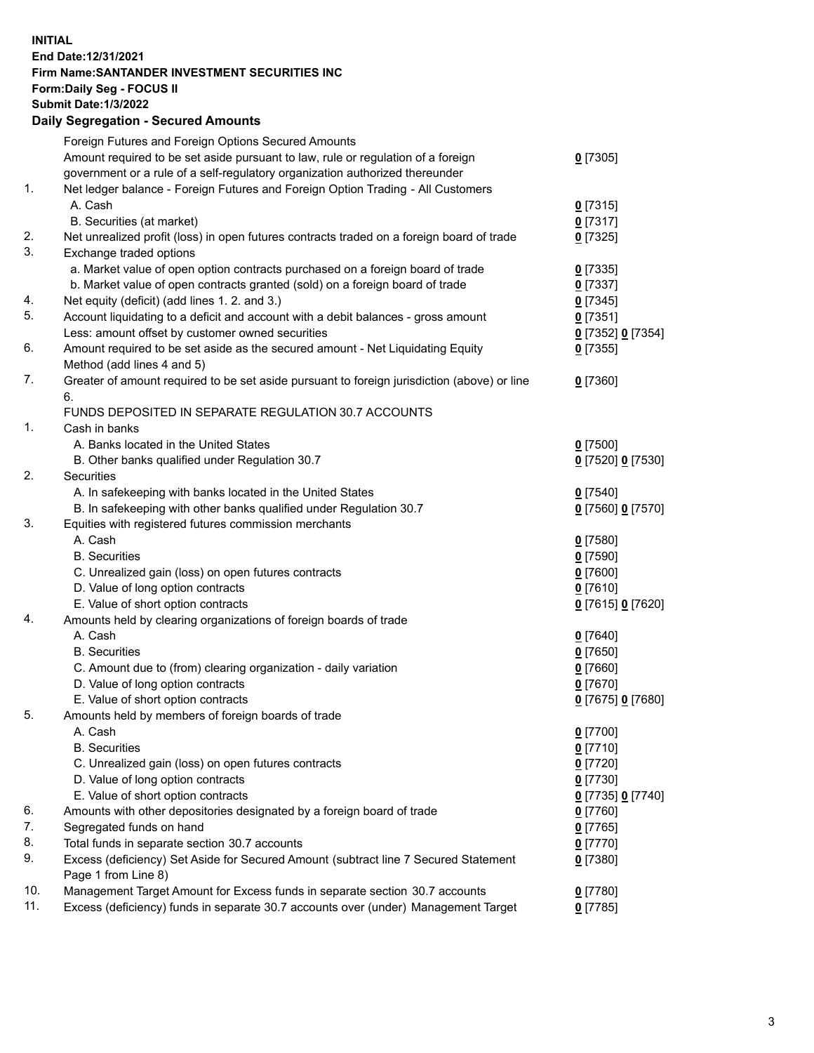**INITIAL**
**End Date:12/31/2021**
**Firm Name:SANTANDER INVESTMENT SECURITIES INC**
**Form:Daily Seg - FOCUS II**
**Submit Date:1/3/2022**

## Daily Segregation - Secured Amounts

| | | |
|---|---|---|
| | Foreign Futures and Foreign Options Secured Amounts | |
| | Amount required to be set aside pursuant to law, rule or regulation of a foreign government or a rule of a self-regulatory organization authorized thereunder | 0 [7305] |
| 1. | Net ledger balance - Foreign Futures and Foreign Option Trading - All Customers | |
| | A. Cash | 0 [7315] |
| | B. Securities (at market) | 0 [7317] |
| 2. | Net unrealized profit (loss) in open futures contracts traded on a foreign board of trade | 0 [7325] |
| 3. | Exchange traded options | |
| | a. Market value of open option contracts purchased on a foreign board of trade | 0 [7335] |
| | b. Market value of open contracts granted (sold) on a foreign board of trade | 0 [7337] |
| 4. | Net equity (deficit) (add lines 1. 2. and 3.) | 0 [7345] |
| 5. | Account liquidating to a deficit and account with a debit balances - gross amount | 0 [7351] |
| | Less: amount offset by customer owned securities | 0 [7352] 0 [7354] |
| 6. | Amount required to be set aside as the secured amount - Net Liquidating Equity Method (add lines 4 and 5) | 0 [7355] |
| 7. | Greater of amount required to be set aside pursuant to foreign jurisdiction (above) or line 6. | 0 [7360] |
| | FUNDS DEPOSITED IN SEPARATE REGULATION 30.7 ACCOUNTS | |
| 1. | Cash in banks | |
| | A. Banks located in the United States | 0 [7500] |
| | B. Other banks qualified under Regulation 30.7 | 0 [7520] 0 [7530] |
| 2. | Securities | |
| | A. In safekeeping with banks located in the United States | 0 [7540] |
| | B. In safekeeping with other banks qualified under Regulation 30.7 | 0 [7560] 0 [7570] |
| 3. | Equities with registered futures commission merchants | |
| | A. Cash | 0 [7580] |
| | B. Securities | 0 [7590] |
| | C. Unrealized gain (loss) on open futures contracts | 0 [7600] |
| | D. Value of long option contracts | 0 [7610] |
| | E. Value of short option contracts | 0 [7615] 0 [7620] |
| 4. | Amounts held by clearing organizations of foreign boards of trade | |
| | A. Cash | 0 [7640] |
| | B. Securities | 0 [7650] |
| | C. Amount due to (from) clearing organization - daily variation | 0 [7660] |
| | D. Value of long option contracts | 0 [7670] |
| | E. Value of short option contracts | 0 [7675] 0 [7680] |
| 5. | Amounts held by members of foreign boards of trade | |
| | A. Cash | 0 [7700] |
| | B. Securities | 0 [7710] |
| | C. Unrealized gain (loss) on open futures contracts | 0 [7720] |
| | D. Value of long option contracts | 0 [7730] |
| | E. Value of short option contracts | 0 [7735] 0 [7740] |
| 6. | Amounts with other depositories designated by a foreign board of trade | 0 [7760] |
| 7. | Segregated funds on hand | 0 [7765] |
| 8. | Total funds in separate section 30.7 accounts | 0 [7770] |
| 9. | Excess (deficiency) Set Aside for Secured Amount (subtract line 7 Secured Statement Page 1 from Line 8) | 0 [7380] |
| 10. | Management Target Amount for Excess funds in separate section 30.7 accounts | 0 [7780] |
| 11. | Excess (deficiency) funds in separate 30.7 accounts over (under) Management Target | 0 [7785] |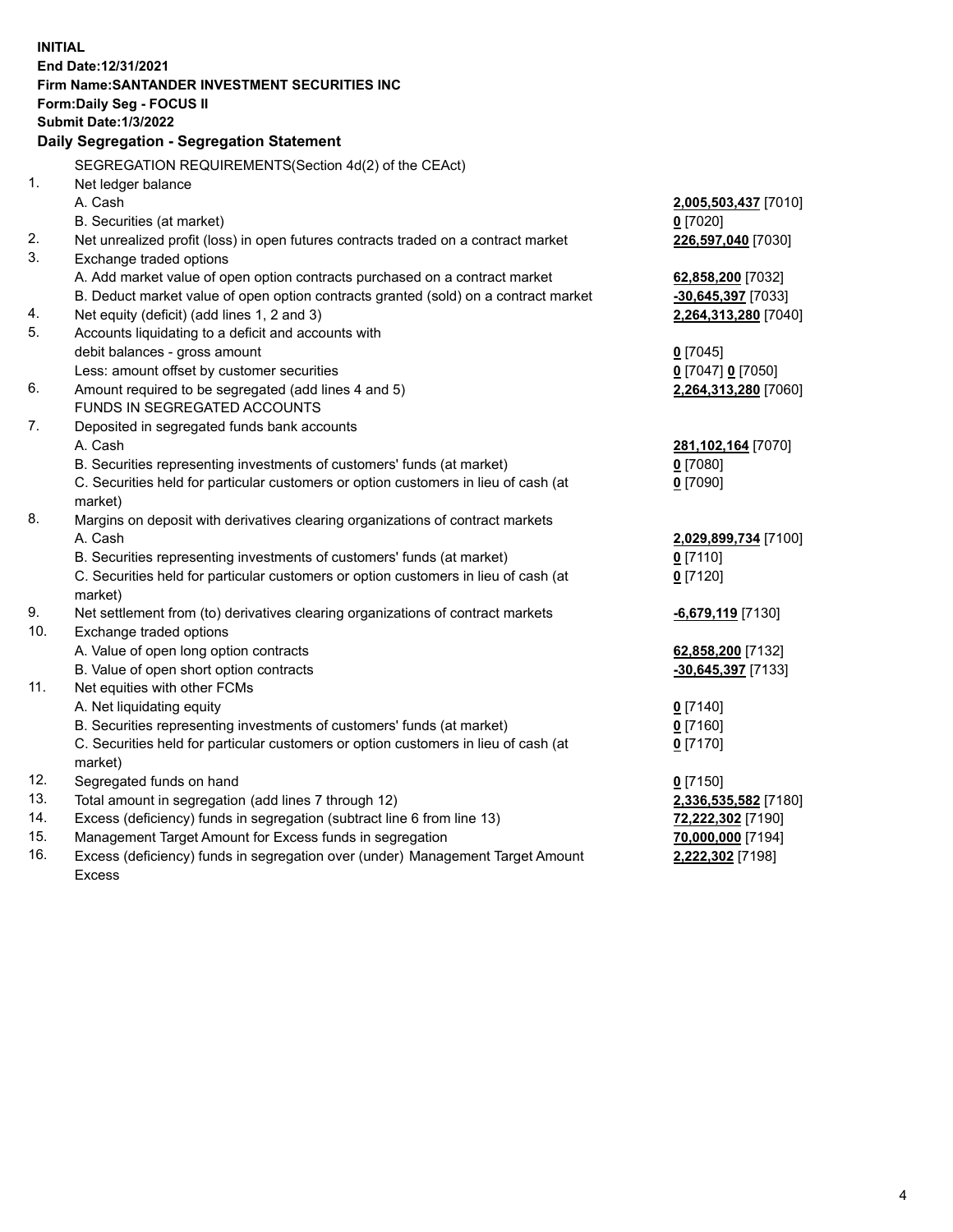**INITIAL**
**End Date:12/31/2021**
**Firm Name:SANTANDER INVESTMENT SECURITIES INC**
**Form:Daily Seg - FOCUS II**
**Submit Date:1/3/2022**

### Daily Segregation - Segregation Statement

| | | |
|---|---|---|
| | SEGREGATION REQUIREMENTS(Section 4d(2) of the CEAct) | |
| 1. | Net ledger balance | |
| | A. Cash | **2,005,503,437** [7010] |
| | B. Securities (at market) | **0** [7020] |
| 2. | Net unrealized profit (loss) in open futures contracts traded on a contract market | **226,597,040** [7030] |
| 3. | Exchange traded options | |
| | A. Add market value of open option contracts purchased on a contract market | **62,858,200** [7032] |
| | B. Deduct market value of open option contracts granted (sold) on a contract market | **-30,645,397** [7033] |
| 4. | Net equity (deficit) (add lines 1, 2 and 3) | **2,264,313,280** [7040] |
| 5. | Accounts liquidating to a deficit and accounts with debit balances - gross amount | **0** [7045] |
| | Less: amount offset by customer securities | **0** [7047] **0** [7050] |
| 6. | Amount required to be segregated (add lines 4 and 5) | **2,264,313,280** [7060] |
| | FUNDS IN SEGREGATED ACCOUNTS | |
| 7. | Deposited in segregated funds bank accounts | |
| | A. Cash | **281,102,164** [7070] |
| | B. Securities representing investments of customers' funds (at market) | **0** [7080] |
| | C. Securities held for particular customers or option customers in lieu of cash (at market) | **0** [7090] |
| 8. | Margins on deposit with derivatives clearing organizations of contract markets | |
| | A. Cash | **2,029,899,734** [7100] |
| | B. Securities representing investments of customers' funds (at market) | **0** [7110] |
| | C. Securities held for particular customers or option customers in lieu of cash (at market) | **0** [7120] |
| 9. | Net settlement from (to) derivatives clearing organizations of contract markets | **-6,679,119** [7130] |
| 10. | Exchange traded options | |
| | A. Value of open long option contracts | **62,858,200** [7132] |
| | B. Value of open short option contracts | **-30,645,397** [7133] |
| 11. | Net equities with other FCMs | |
| | A. Net liquidating equity | **0** [7140] |
| | B. Securities representing investments of customers' funds (at market) | **0** [7160] |
| | C. Securities held for particular customers or option customers in lieu of cash (at market) | **0** [7170] |
| 12. | Segregated funds on hand | **0** [7150] |
| 13. | Total amount in segregation (add lines 7 through 12) | **2,336,535,582** [7180] |
| 14. | Excess (deficiency) funds in segregation (subtract line 6 from line 13) | **72,222,302** [7190] |
| 15. | Management Target Amount for Excess funds in segregation | **70,000,000** [7194] |
| 16. | Excess (deficiency) funds in segregation over (under) Management Target Amount Excess | **2,222,302** [7198] |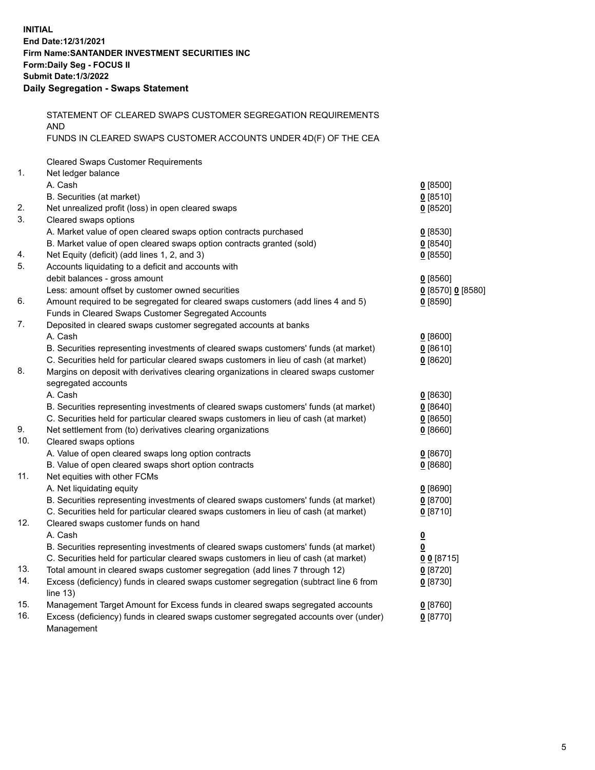**INITIAL**
**End Date:12/31/2021**
**Firm Name:SANTANDER INVESTMENT SECURITIES INC**
**Form:Daily Seg - FOCUS II**
**Submit Date:1/3/2022**
**Daily Segregation - Swaps Statement**

STATEMENT OF CLEARED SWAPS CUSTOMER SEGREGATION REQUIREMENTS AND FUNDS IN CLEARED SWAPS CUSTOMER ACCOUNTS UNDER 4D(F) OF THE CEA

| | | |
|---|---|---|
| | Cleared Swaps Customer Requirements | |
| 1. | Net ledger balance | |
| | A. Cash | 0 [8500] |
| | B. Securities (at market) | 0 [8510] |
| 2. | Net unrealized profit (loss) in open cleared swaps | 0 [8520] |
| 3. | Cleared swaps options | |
| | A. Market value of open cleared swaps option contracts purchased | 0 [8530] |
| | B. Market value of open cleared swaps option contracts granted (sold) | 0 [8540] |
| 4. | Net Equity (deficit) (add lines 1, 2, and 3) | 0 [8550] |
| 5. | Accounts liquidating to a deficit and accounts with debit balances - gross amount | 0 [8560] |
| | Less: amount offset by customer owned securities | 0 [8570] 0 [8580] |
| 6. | Amount required to be segregated for cleared swaps customers (add lines 4 and 5) | 0 [8590] |
| | Funds in Cleared Swaps Customer Segregated Accounts | |
| 7. | Deposited in cleared swaps customer segregated accounts at banks | |
| | A. Cash | 0 [8600] |
| | B. Securities representing investments of cleared swaps customers' funds (at market) | 0 [8610] |
| | C. Securities held for particular cleared swaps customers in lieu of cash (at market) | 0 [8620] |
| 8. | Margins on deposit with derivatives clearing organizations in cleared swaps customer segregated accounts | |
| | A. Cash | 0 [8630] |
| | B. Securities representing investments of cleared swaps customers' funds (at market) | 0 [8640] |
| | C. Securities held for particular cleared swaps customers in lieu of cash (at market) | 0 [8650] |
| 9. | Net settlement from (to) derivatives clearing organizations | 0 [8660] |
| 10. | Cleared swaps options | |
| | A. Value of open cleared swaps long option contracts | 0 [8670] |
| | B. Value of open cleared swaps short option contracts | 0 [8680] |
| 11. | Net equities with other FCMs | |
| | A. Net liquidating equity | 0 [8690] |
| | B. Securities representing investments of cleared swaps customers' funds (at market) | 0 [8700] |
| | C. Securities held for particular cleared swaps customers in lieu of cash (at market) | 0 [8710] |
| 12. | Cleared swaps customer funds on hand | |
| | A. Cash | 0 |
| | B. Securities representing investments of cleared swaps customers' funds (at market) | 0 |
| | C. Securities held for particular cleared swaps customers in lieu of cash (at market) | 0 0 [8715] |
| 13. | Total amount in cleared swaps customer segregation (add lines 7 through 12) | 0 [8720] |
| 14. | Excess (deficiency) funds in cleared swaps customer segregation (subtract line 6 from line 13) | 0 [8730] |
| 15. | Management Target Amount for Excess funds in cleared swaps segregated accounts | 0 [8760] |
| 16. | Excess (deficiency) funds in cleared swaps customer segregated accounts over (under) Management | 0 [8770] |